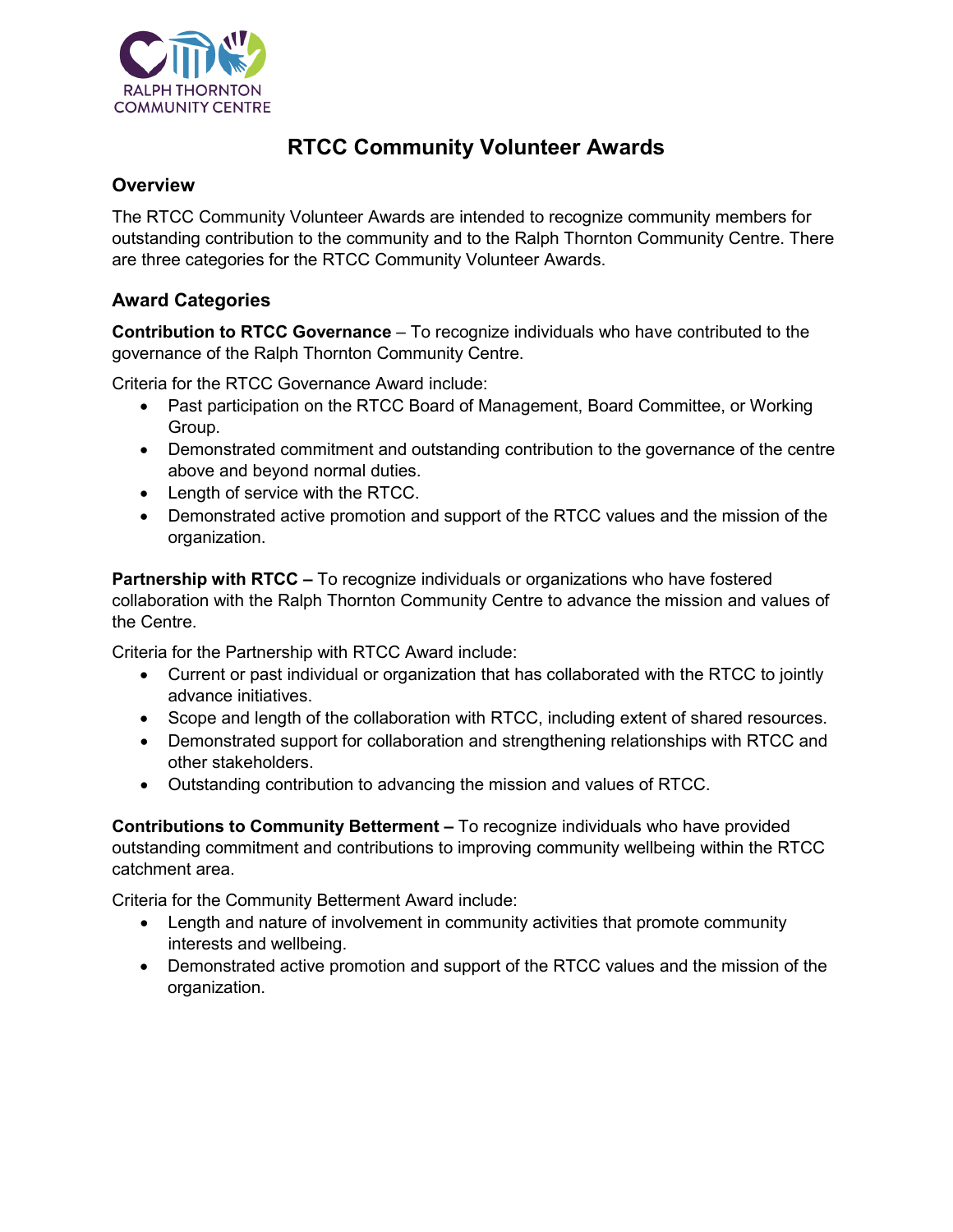RALPH THORNTON COMMUNITY CENTRE

# RTCC Community Volunteer Awards

## Overview

The RTCC Community Volunteer Awards are intended to recognize community members for outstanding contribution to the community and to the Ralph Thornton Community Centre. There are three categories for the RTCC Community Volunteer Awards.

## Award Categories

**Contribution to RTCC Governance** – To recognize individuals who have contributed to the governance of the Ralph Thornton Community Centre.

Criteria for the RTCC Governance Award include:

- Past participation on the RTCC Board of Management, Board Committee, or Working Group.
- Demonstrated commitment and outstanding contribution to the governance of the centre above and beyond normal duties.
- Length of service with the RTCC.
- Demonstrated active promotion and support of the RTCC values and the mission of the organization.

**Partnership with RTCC –** To recognize individuals or organizations who have fostered collaboration with the Ralph Thornton Community Centre to advance the mission and values of the Centre.

Criteria for the Partnership with RTCC Award include:

- Current or past individual or organization that has collaborated with the RTCC to jointly advance initiatives.
- Scope and length of the collaboration with RTCC, including extent of shared resources.
- Demonstrated support for collaboration and strengthening relationships with RTCC and other stakeholders.
- Outstanding contribution to advancing the mission and values of RTCC.

**Contributions to Community Betterment –** To recognize individuals who have provided outstanding commitment and contributions to improving community wellbeing within the RTCC catchment area.

Criteria for the Community Betterment Award include:

- Length and nature of involvement in community activities that promote community interests and wellbeing.
- Demonstrated active promotion and support of the RTCC values and the mission of the organization.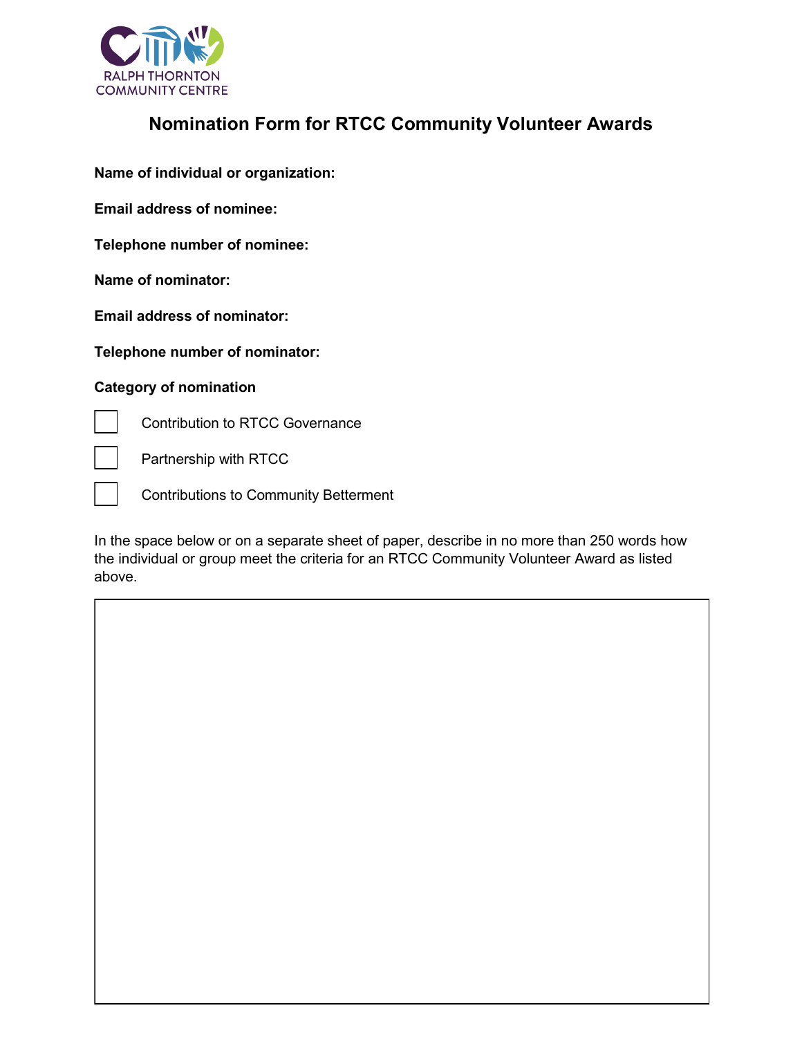RALPH THORNTON COMMUNITY CENTRE

# Nomination Form for RTCC Community Volunteer Awards

**Name of individual or organization:**

**Email address of nominee:**

**Telephone number of nominee:**

**Name of nominator:**

**Email address of nominator:**

**Telephone number of nominator:**

**Category of nomination**

- [ ] Contribution to RTCC Governance
- [ ] Partnership with RTCC
- [ ] Contributions to Community Betterment

In the space below or on a separate sheet of paper, describe in no more than 250 words how the individual or group meet the criteria for an RTCC Community Volunteer Award as listed above.